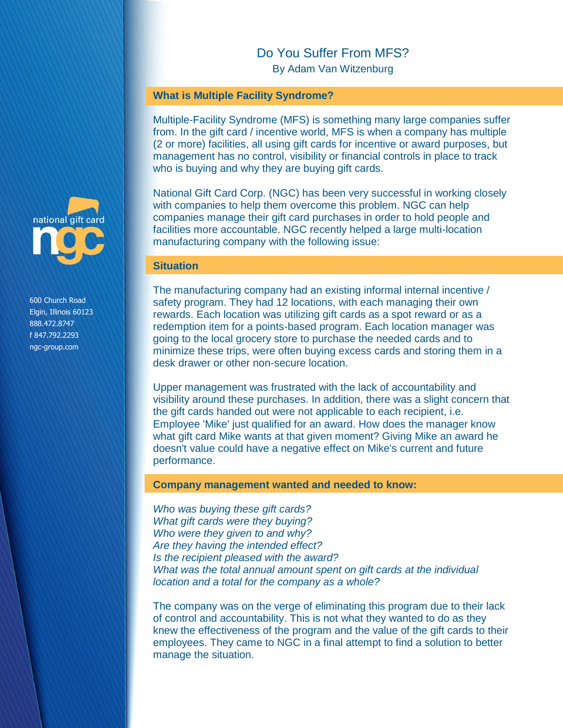# Do You Suffer From MFS?

By Adam Van Witzenburg

national gift card
ngc

600 Church Road
Elgin, Illinois 60123
888.472.8747
f 847.792.2293
ngc-group.com

## What is Multiple Facility Syndrome?

Multiple-Facility Syndrome (MFS) is something many large companies suffer from. In the gift card / incentive world, MFS is when a company has multiple (2 or more) facilities, all using gift cards for incentive or award purposes, but management has no control, visibility or financial controls in place to track who is buying and why they are buying gift cards.

National Gift Card Corp. (NGC) has been very successful in working closely with companies to help them overcome this problem. NGC can help companies manage their gift card purchases in order to hold people and facilities more accountable. NGC recently helped a large multi-location manufacturing company with the following issue:

## Situation

The manufacturing company had an existing informal internal incentive / safety program. They had 12 locations, with each managing their own rewards. Each location was utilizing gift cards as a spot reward or as a redemption item for a points-based program. Each location manager was going to the local grocery store to purchase the needed cards and to minimize these trips, were often buying excess cards and storing them in a desk drawer or other non-secure location.

Upper management was frustrated with the lack of accountability and visibility around these purchases. In addition, there was a slight concern that the gift cards handed out were not applicable to each recipient, i.e. Employee 'Mike' just qualified for an award. How does the manager know what gift card Mike wants at that given moment? Giving Mike an award he doesn't value could have a negative effect on Mike's current and future performance.

## Company management wanted and needed to know:

*Who was buying these gift cards?*
*What gift cards were they buying?*
*Who were they given to and why?*
*Are they having the intended effect?*
*Is the recipient pleased with the award?*
*What was the total annual amount spent on gift cards at the individual location and a total for the company as a whole?*

The company was on the verge of eliminating this program due to their lack of control and accountability. This is not what they wanted to do as they knew the effectiveness of the program and the value of the gift cards to their employees. They came to NGC in a final attempt to find a solution to better manage the situation.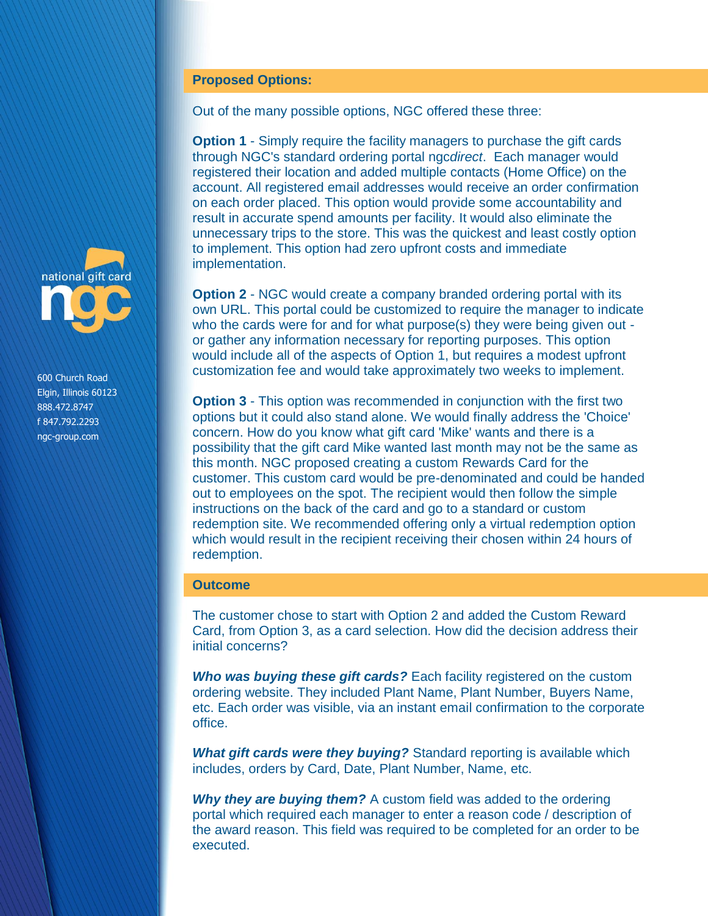## Proposed Options:

Out of the many possible options, NGC offered these three:

**Option 1** - Simply require the facility managers to purchase the gift cards through NGC's standard ordering portal ngc*direct*. Each manager would registered their location and added multiple contacts (Home Office) on the account. All registered email addresses would receive an order confirmation on each order placed. This option would provide some accountability and result in accurate spend amounts per facility. It would also eliminate the unnecessary trips to the store. This was the quickest and least costly option to implement. This option had zero upfront costs and immediate implementation.

**Option 2** - NGC would create a company branded ordering portal with its own URL. This portal could be customized to require the manager to indicate who the cards were for and for what purpose(s) they were being given out - or gather any information necessary for reporting purposes. This option would include all of the aspects of Option 1, but requires a modest upfront customization fee and would take approximately two weeks to implement.

**Option 3** - This option was recommended in conjunction with the first two options but it could also stand alone. We would finally address the 'Choice' concern. How do you know what gift card 'Mike' wants and there is a possibility that the gift card Mike wanted last month may not be the same as this month. NGC proposed creating a custom Rewards Card for the customer. This custom card would be pre-denominated and could be handed out to employees on the spot. The recipient would then follow the simple instructions on the back of the card and go to a standard or custom redemption site. We recommended offering only a virtual redemption option which would result in the recipient receiving their chosen within 24 hours of redemption.

## Outcome

The customer chose to start with Option 2 and added the Custom Reward Card, from Option 3, as a card selection. How did the decision address their initial concerns?

***Who was buying these gift cards?*** Each facility registered on the custom ordering website. They included Plant Name, Plant Number, Buyers Name, etc. Each order was visible, via an instant email confirmation to the corporate office.

***What gift cards were they buying?*** Standard reporting is available which includes, orders by Card, Date, Plant Number, Name, etc.

***Why they are buying them?*** A custom field was added to the ordering portal which required each manager to enter a reason code / description of the award reason. This field was required to be completed for an order to be executed.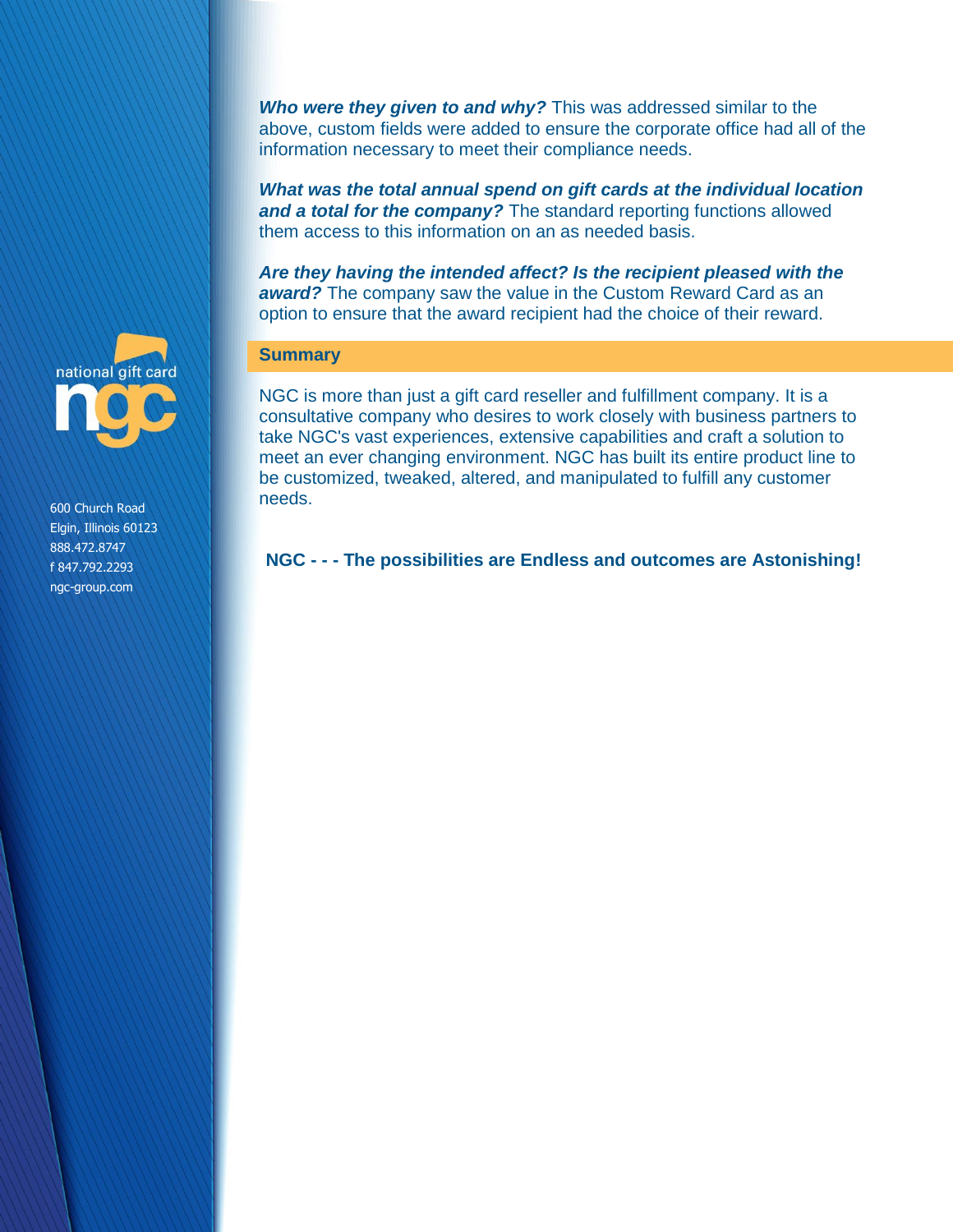***Who were they given to and why?*** This was addressed similar to the above, custom fields were added to ensure the corporate office had all of the information necessary to meet their compliance needs.

***What was the total annual spend on gift cards at the individual location and a total for the company?*** The standard reporting functions allowed them access to this information on an as needed basis.

***Are they having the intended affect? Is the recipient pleased with the award?*** The company saw the value in the Custom Reward Card as an option to ensure that the award recipient had the choice of their reward.

## Summary

NGC is more than just a gift card reseller and fulfillment company. It is a consultative company who desires to work closely with business partners to take NGC's vast experiences, extensive capabilities and craft a solution to meet an ever changing environment. NGC has built its entire product line to be customized, tweaked, altered, and manipulated to fulfill any customer needs.

**NGC - - - The possibilities are Endless and outcomes are Astonishing!**

national gift card
ngc

600 Church Road
Elgin, Illinois 60123
888.472.8747
f 847.792.2293
ngc-group.com